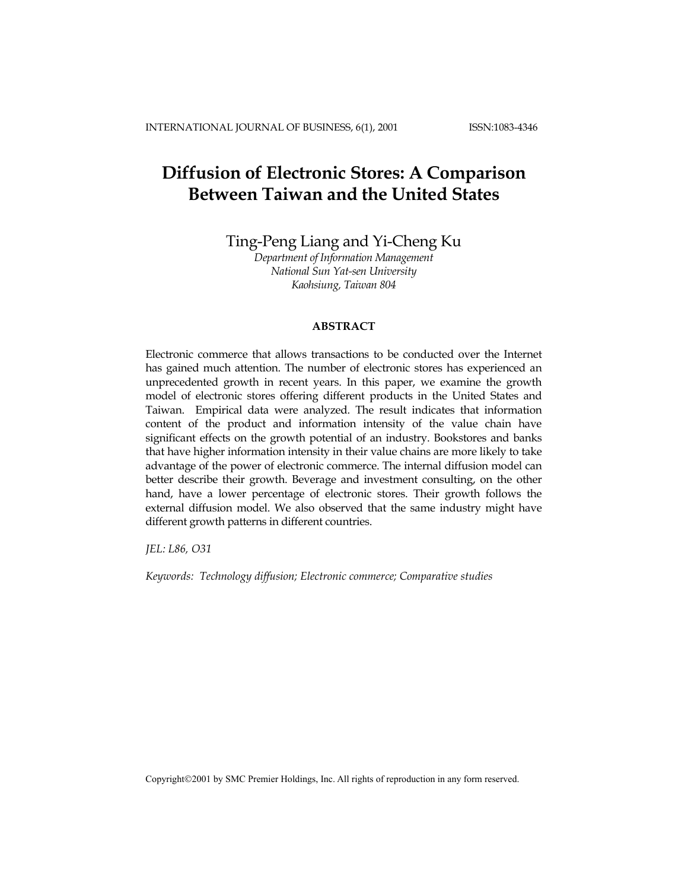# Diffusion of Electronic Stores: A Comparison Between Taiwan and the United States

Ting-Peng Liang and Yi-Cheng Ku

*Department of Information Management*
*National Sun Yat-sen University*
*Kaohsiung, Taiwan 804*

## ABSTRACT

Electronic commerce that allows transactions to be conducted over the Internet has gained much attention. The number of electronic stores has experienced an unprecedented growth in recent years. In this paper, we examine the growth model of electronic stores offering different products in the United States and Taiwan. Empirical data were analyzed. The result indicates that information content of the product and information intensity of the value chain have significant effects on the growth potential of an industry. Bookstores and banks that have higher information intensity in their value chains are more likely to take advantage of the power of electronic commerce. The internal diffusion model can better describe their growth. Beverage and investment consulting, on the other hand, have a lower percentage of electronic stores. Their growth follows the external diffusion model. We also observed that the same industry might have different growth patterns in different countries.

*JEL: L86, O31*

*Keywords: Technology diffusion; Electronic commerce; Comparative studies*

Copyright©2001 by SMC Premier Holdings, Inc. All rights of reproduction in any form reserved.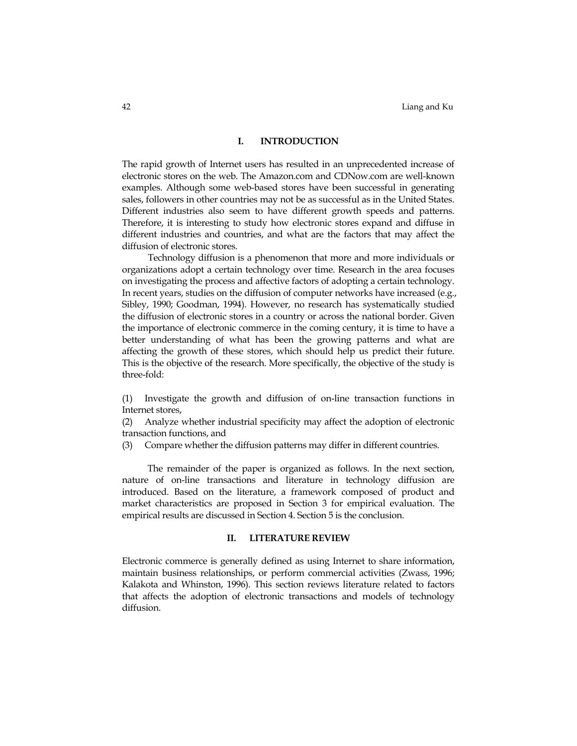## I. INTRODUCTION

The rapid growth of Internet users has resulted in an unprecedented increase of electronic stores on the web. The Amazon.com and CDNow.com are well-known examples. Although some web-based stores have been successful in generating sales, followers in other countries may not be as successful as in the United States. Different industries also seem to have different growth speeds and patterns. Therefore, it is interesting to study how electronic stores expand and diffuse in different industries and countries, and what are the factors that may affect the diffusion of electronic stores.

Technology diffusion is a phenomenon that more and more individuals or organizations adopt a certain technology over time. Research in the area focuses on investigating the process and affective factors of adopting a certain technology. In recent years, studies on the diffusion of computer networks have increased (e.g., Sibley, 1990; Goodman, 1994). However, no research has systematically studied the diffusion of electronic stores in a country or across the national border. Given the importance of electronic commerce in the coming century, it is time to have a better understanding of what has been the growing patterns and what are affecting the growth of these stores, which should help us predict their future. This is the objective of the research. More specifically, the objective of the study is three-fold:

(1) Investigate the growth and diffusion of on-line transaction functions in Internet stores,
(2) Analyze whether industrial specificity may affect the adoption of electronic transaction functions, and
(3) Compare whether the diffusion patterns may differ in different countries.

The remainder of the paper is organized as follows. In the next section, nature of on-line transactions and literature in technology diffusion are introduced. Based on the literature, a framework composed of product and market characteristics are proposed in Section 3 for empirical evaluation. The empirical results are discussed in Section 4. Section 5 is the conclusion.

## II. LITERATURE REVIEW

Electronic commerce is generally defined as using Internet to share information, maintain business relationships, or perform commercial activities (Zwass, 1996; Kalakota and Whinston, 1996). This section reviews literature related to factors that affects the adoption of electronic transactions and models of technology diffusion.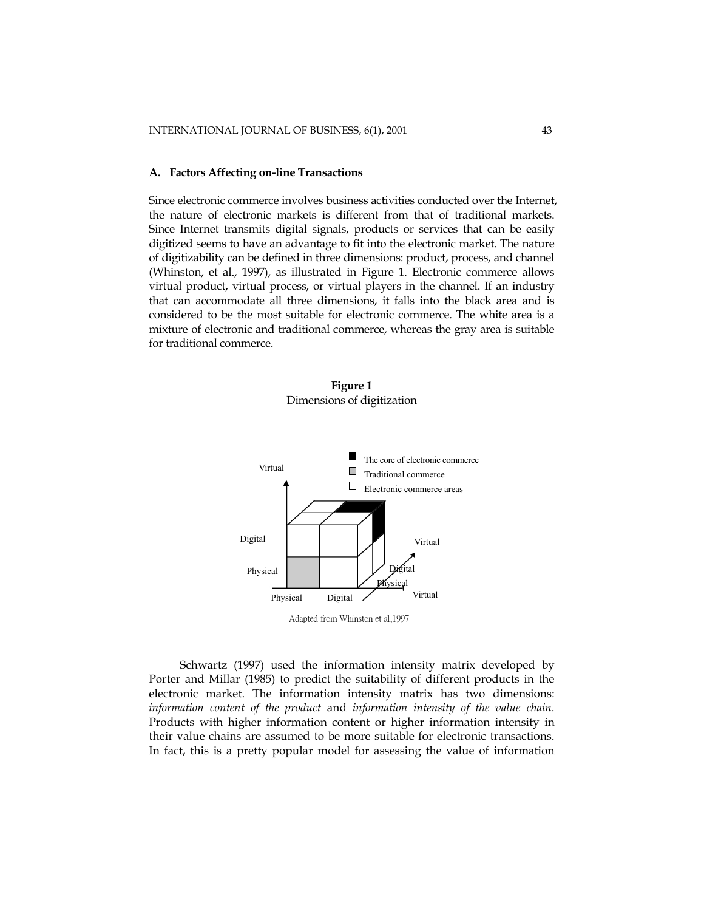### A. Factors Affecting on-line Transactions

Since electronic commerce involves business activities conducted over the Internet, the nature of electronic markets is different from that of traditional markets. Since Internet transmits digital signals, products or services that can be easily digitized seems to have an advantage to fit into the electronic market. The nature of digitizability can be defined in three dimensions: product, process, and channel (Whinston, et al., 1997), as illustrated in Figure 1. Electronic commerce allows virtual product, virtual process, or virtual players in the channel. If an industry that can accommodate all three dimensions, it falls into the black area and is considered to be the most suitable for electronic commerce. The white area is a mixture of electronic and traditional commerce, whereas the gray area is suitable for traditional commerce.

**Figure 1**
Dimensions of digitization

Adapted from Whinston et al,1997

Schwartz (1997) used the information intensity matrix developed by Porter and Millar (1985) to predict the suitability of different products in the electronic market. The information intensity matrix has two dimensions: *information content of the product* and *information intensity of the value chain*. Products with higher information content or higher information intensity in their value chains are assumed to be more suitable for electronic transactions. In fact, this is a pretty popular model for assessing the value of information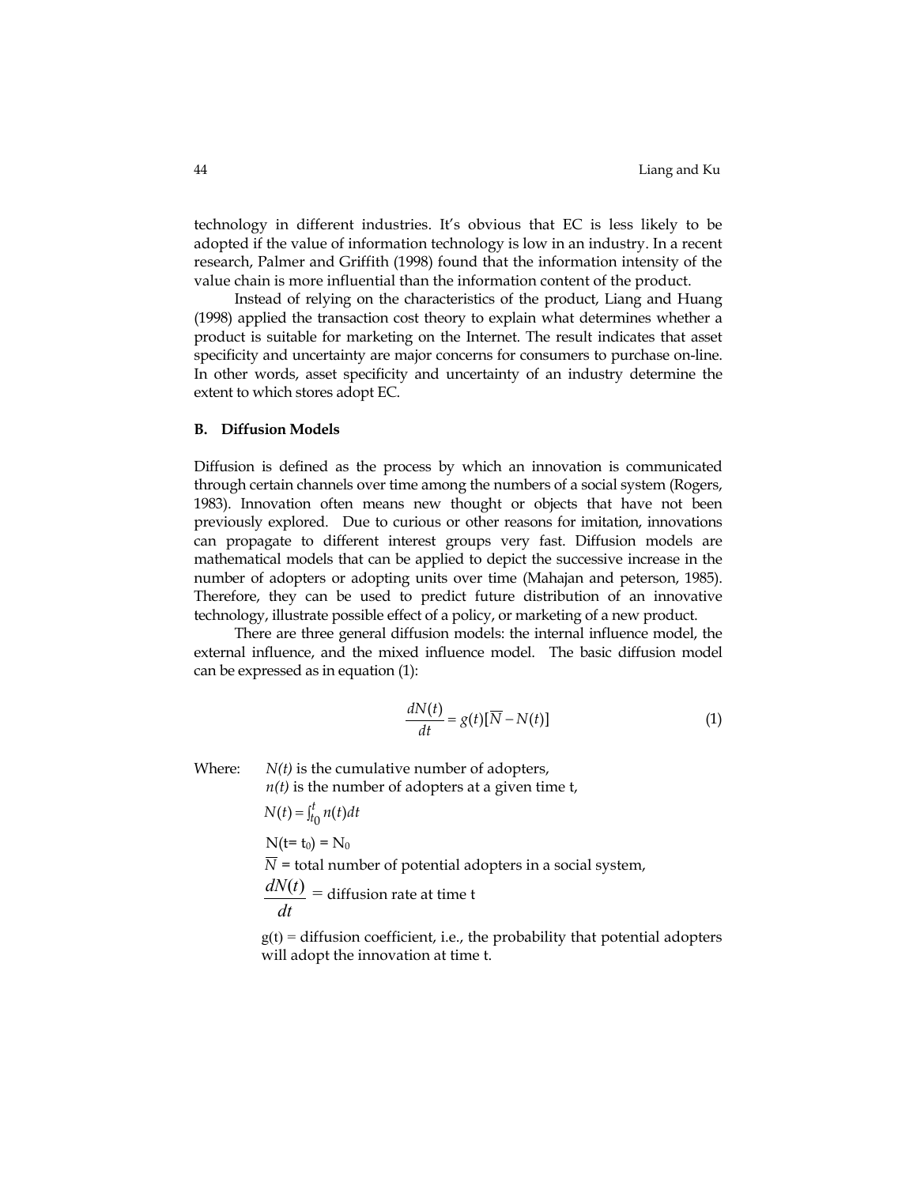technology in different industries. It's obvious that EC is less likely to be adopted if the value of information technology is low in an industry. In a recent research, Palmer and Griffith (1998) found that the information intensity of the value chain is more influential than the information content of the product.

Instead of relying on the characteristics of the product, Liang and Huang (1998) applied the transaction cost theory to explain what determines whether a product is suitable for marketing on the Internet. The result indicates that asset specificity and uncertainty are major concerns for consumers to purchase on-line. In other words, asset specificity and uncertainty of an industry determine the extent to which stores adopt EC.

### B. Diffusion Models

Diffusion is defined as the process by which an innovation is communicated through certain channels over time among the numbers of a social system (Rogers, 1983). Innovation often means new thought or objects that have not been previously explored. Due to curious or other reasons for imitation, innovations can propagate to different interest groups very fast. Diffusion models are mathematical models that can be applied to depict the successive increase in the number of adopters or adopting units over time (Mahajan and peterson, 1985). Therefore, they can be used to predict future distribution of an innovative technology, illustrate possible effect of a policy, or marketing of a new product.

There are three general diffusion models: the internal influence model, the external influence, and the mixed influence model. The basic diffusion model can be expressed as in equation (1):

$$\frac{dN(t)}{dt} = g(t)[\overline{N} - N(t)] \tag{1}$$

Where: $N(t)$ is the cumulative number of adopters,

$n(t)$ is the number of adopters at a given time t,

$N(t) = \int_{t_0}^{t} n(t)dt$

$N(t = t_0) = N_0$

$\overline{N}$ = total number of potential adopters in a social system,

$\frac{dN(t)}{dt}$ = diffusion rate at time t

$g(t)$ = diffusion coefficient, i.e., the probability that potential adopters will adopt the innovation at time t.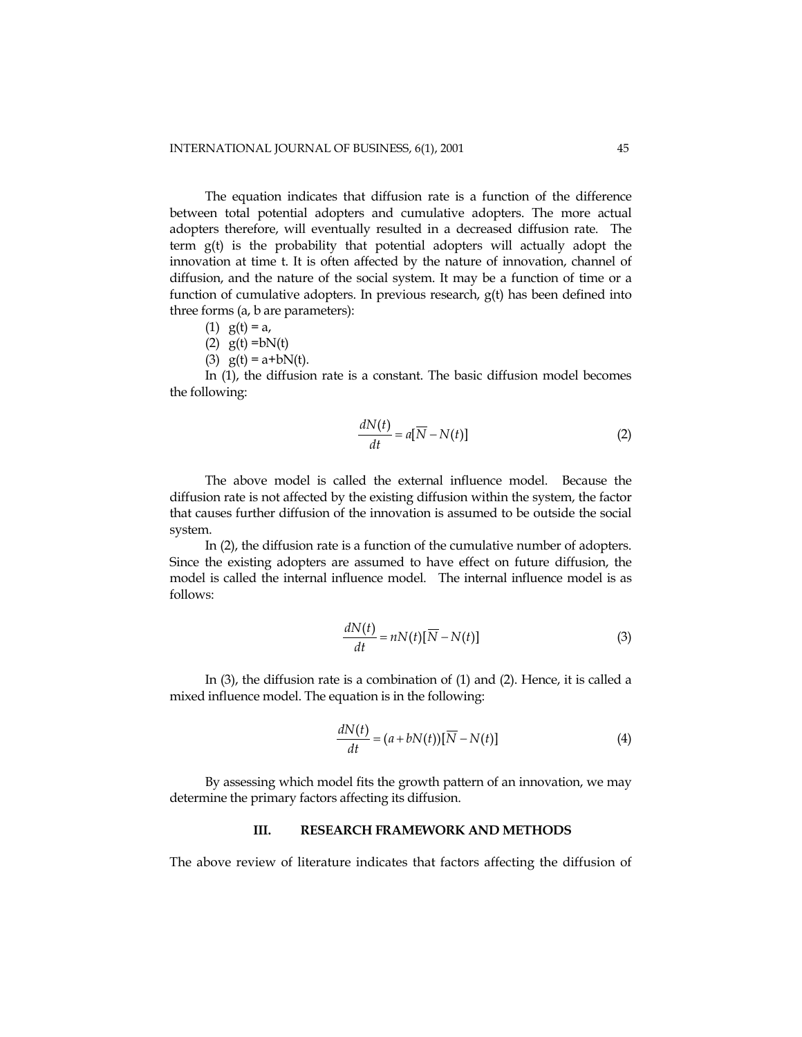The equation indicates that diffusion rate is a function of the difference between total potential adopters and cumulative adopters. The more actual adopters therefore, will eventually resulted in a decreased diffusion rate. The term g(t) is the probability that potential adopters will actually adopt the innovation at time t. It is often affected by the nature of innovation, channel of diffusion, and the nature of the social system. It may be a function of time or a function of cumulative adopters. In previous research, g(t) has been defined into three forms (a, b are parameters):

(1) g(t) = a,

(2) g(t) =bN(t)

(3) g(t) = a+bN(t).

In (1), the diffusion rate is a constant. The basic diffusion model becomes the following:

$$\frac{dN(t)}{dt} = a[\overline{N} - N(t)] \tag{2}$$

The above model is called the external influence model. Because the diffusion rate is not affected by the existing diffusion within the system, the factor that causes further diffusion of the innovation is assumed to be outside the social system.

In (2), the diffusion rate is a function of the cumulative number of adopters. Since the existing adopters are assumed to have effect on future diffusion, the model is called the internal influence model. The internal influence model is as follows:

$$\frac{dN(t)}{dt} = nN(t)[\overline{N} - N(t)] \tag{3}$$

In (3), the diffusion rate is a combination of (1) and (2). Hence, it is called a mixed influence model. The equation is in the following:

$$\frac{dN(t)}{dt} = (a + bN(t))[\overline{N} - N(t)] \tag{4}$$

By assessing which model fits the growth pattern of an innovation, we may determine the primary factors affecting its diffusion.

## III. RESEARCH FRAMEWORK AND METHODS

The above review of literature indicates that factors affecting the diffusion of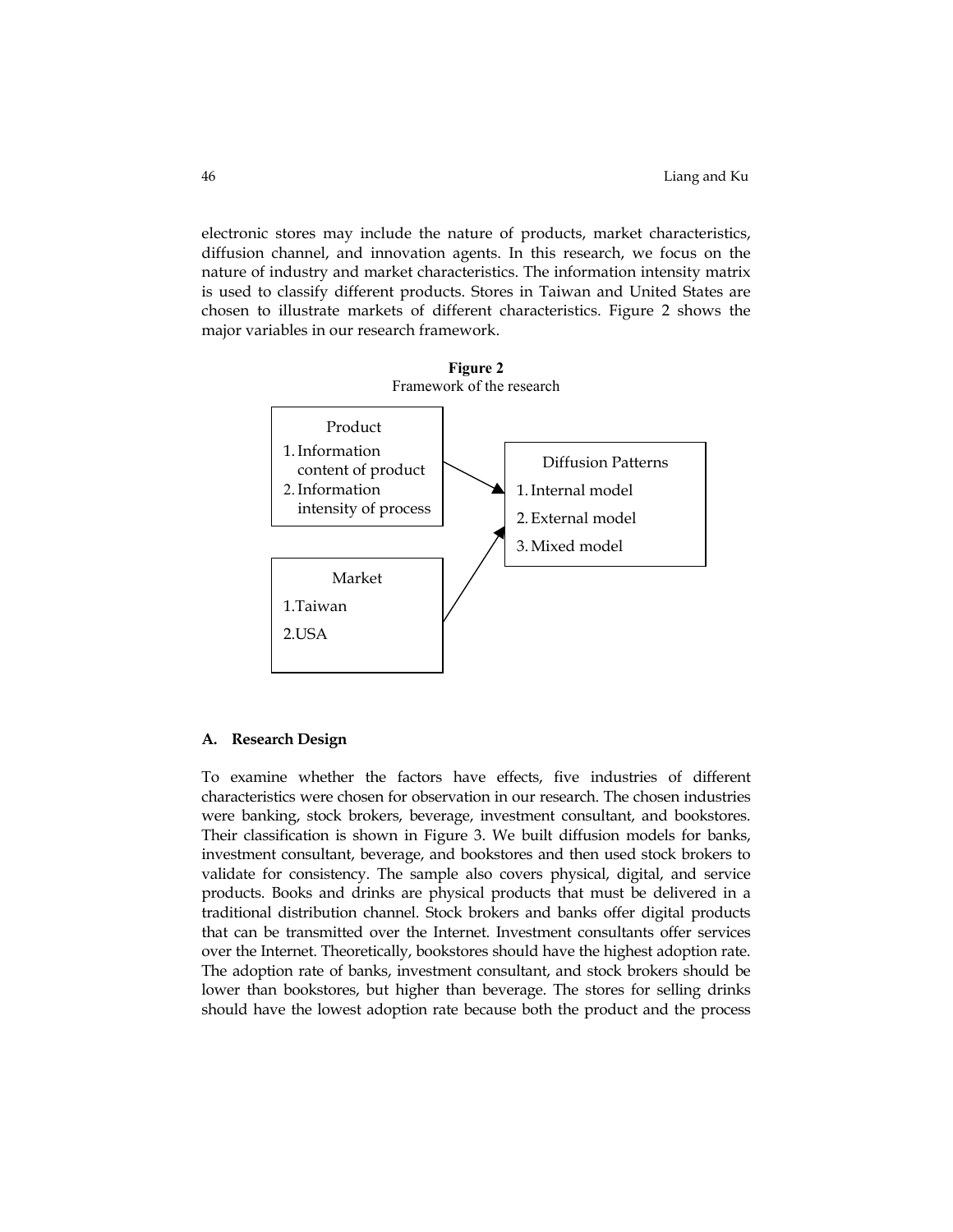electronic stores may include the nature of products, market characteristics, diffusion channel, and innovation agents. In this research, we focus on the nature of industry and market characteristics. The information intensity matrix is used to classify different products. Stores in Taiwan and United States are chosen to illustrate markets of different characteristics. Figure 2 shows the major variables in our research framework.

**Figure 2**
Framework of the research

Product
1. Information content of product
2. Information intensity of process

Market
1. Taiwan
2. USA

Diffusion Patterns
1. Internal model
2. External model
3. Mixed model

### A. Research Design

To examine whether the factors have effects, five industries of different characteristics were chosen for observation in our research. The chosen industries were banking, stock brokers, beverage, investment consultant, and bookstores. Their classification is shown in Figure 3. We built diffusion models for banks, investment consultant, beverage, and bookstores and then used stock brokers to validate for consistency. The sample also covers physical, digital, and service products. Books and drinks are physical products that must be delivered in a traditional distribution channel. Stock brokers and banks offer digital products that can be transmitted over the Internet. Investment consultants offer services over the Internet. Theoretically, bookstores should have the highest adoption rate. The adoption rate of banks, investment consultant, and stock brokers should be lower than bookstores, but higher than beverage. The stores for selling drinks should have the lowest adoption rate because both the product and the process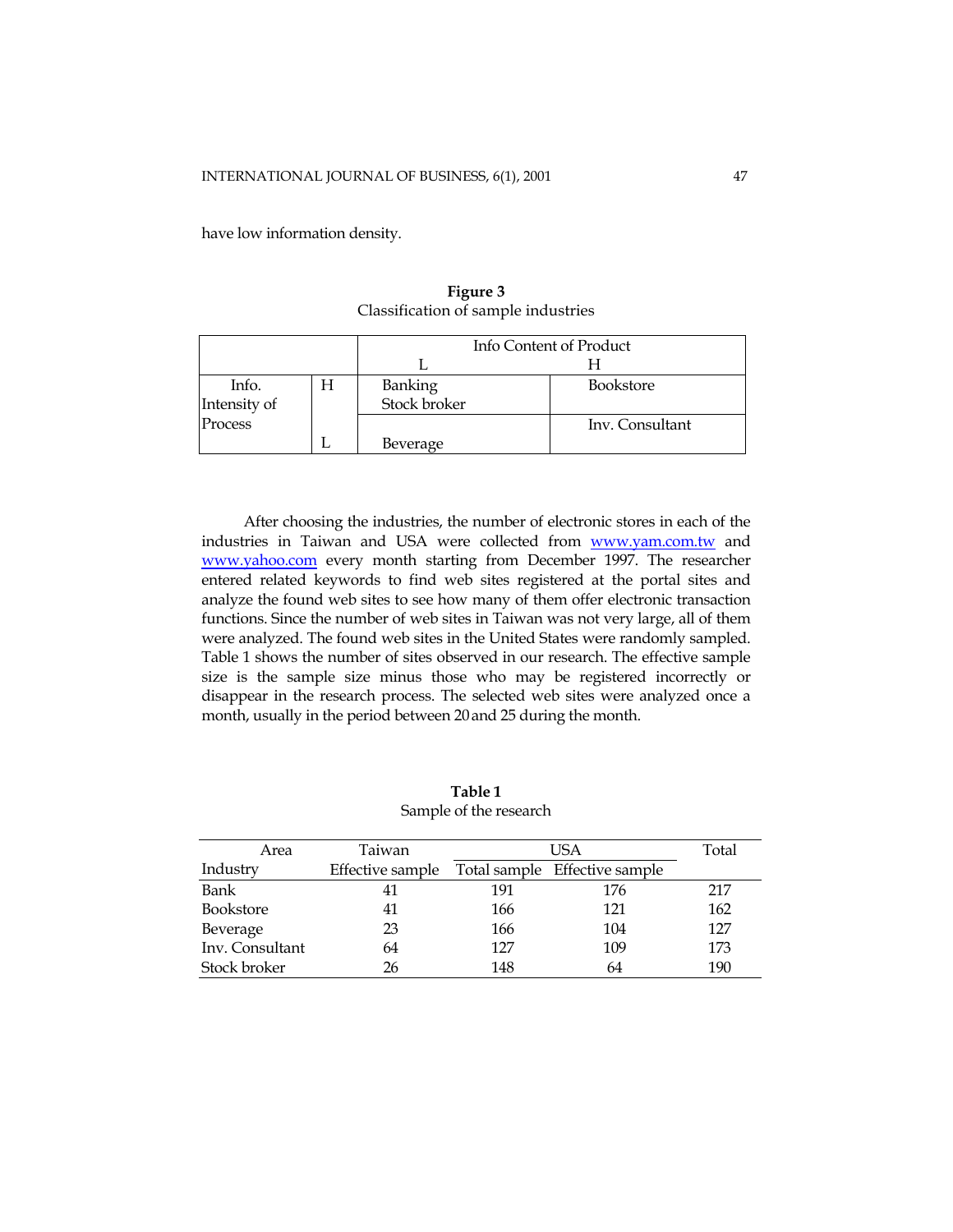have low information density.

**Figure 3**
Classification of sample industries

| | | Info Content of Product | |
|---|---|---|---|
| | | L | H |
| Info. Intensity of Process | H | Banking<br>Stock broker | Bookstore |
| | L | Beverage | Inv. Consultant |

After choosing the industries, the number of electronic stores in each of the industries in Taiwan and USA were collected from www.yam.com.tw and www.yahoo.com every month starting from December 1997. The researcher entered related keywords to find web sites registered at the portal sites and analyze the found web sites to see how many of them offer electronic transaction functions. Since the number of web sites in Taiwan was not very large, all of them were analyzed. The found web sites in the United States were randomly sampled. Table 1 shows the number of sites observed in our research. The effective sample size is the sample size minus those who may be registered incorrectly or disappear in the research process. The selected web sites were analyzed once a month, usually in the period between 20 and 25 during the month.

**Table 1**
Sample of the research

| Area | Taiwan | USA | | Total |
|---|---|---|---|---|
| Industry | Effective sample | Total sample | Effective sample | |
| Bank | 41 | 191 | 176 | 217 |
| Bookstore | 41 | 166 | 121 | 162 |
| Beverage | 23 | 166 | 104 | 127 |
| Inv. Consultant | 64 | 127 | 109 | 173 |
| Stock broker | 26 | 148 | 64 | 190 |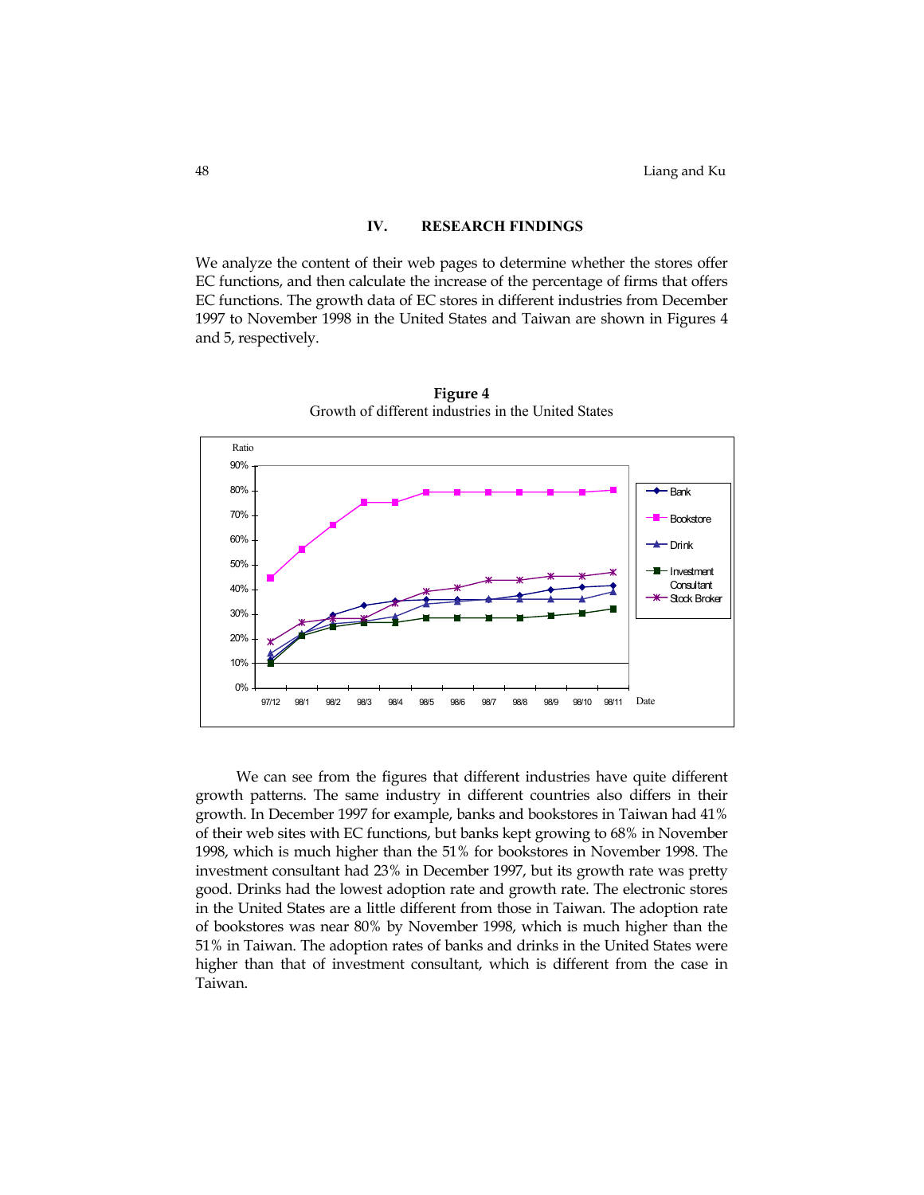## IV. RESEARCH FINDINGS

We analyze the content of their web pages to determine whether the stores offer EC functions, and then calculate the increase of the percentage of firms that offers EC functions. The growth data of EC stores in different industries from December 1997 to November 1998 in the United States and Taiwan are shown in Figures 4 and 5, respectively.

**Figure 4**
Growth of different industries in the United States

We can see from the figures that different industries have quite different growth patterns. The same industry in different countries also differs in their growth. In December 1997 for example, banks and bookstores in Taiwan had 41% of their web sites with EC functions, but banks kept growing to 68% in November 1998, which is much higher than the 51% for bookstores in November 1998. The investment consultant had 23% in December 1997, but its growth rate was pretty good. Drinks had the lowest adoption rate and growth rate. The electronic stores in the United States are a little different from those in Taiwan. The adoption rate of bookstores was near 80% by November 1998, which is much higher than the 51% in Taiwan. The adoption rates of banks and drinks in the United States were higher than that of investment consultant, which is different from the case in Taiwan.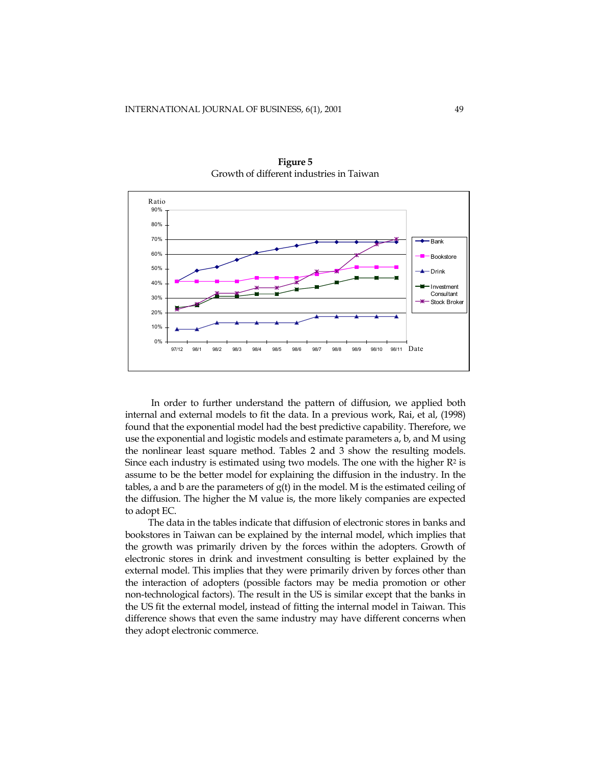**Figure 5**
Growth of different industries in Taiwan

In order to further understand the pattern of diffusion, we applied both internal and external models to fit the data. In a previous work, Rai, et al, (1998) found that the exponential model had the best predictive capability. Therefore, we use the exponential and logistic models and estimate parameters a, b, and M using the nonlinear least square method. Tables 2 and 3 show the resulting models. Since each industry is estimated using two models. The one with the higher $R^2$ is assume to be the better model for explaining the diffusion in the industry. In the tables, a and b are the parameters of g(t) in the model. M is the estimated ceiling of the diffusion. The higher the M value is, the more likely companies are expected to adopt EC.

The data in the tables indicate that diffusion of electronic stores in banks and bookstores in Taiwan can be explained by the internal model, which implies that the growth was primarily driven by the forces within the adopters. Growth of electronic stores in drink and investment consulting is better explained by the external model. This implies that they were primarily driven by forces other than the interaction of adopters (possible factors may be media promotion or other non-technological factors). The result in the US is similar except that the banks in the US fit the external model, instead of fitting the internal model in Taiwan. This difference shows that even the same industry may have different concerns when they adopt electronic commerce.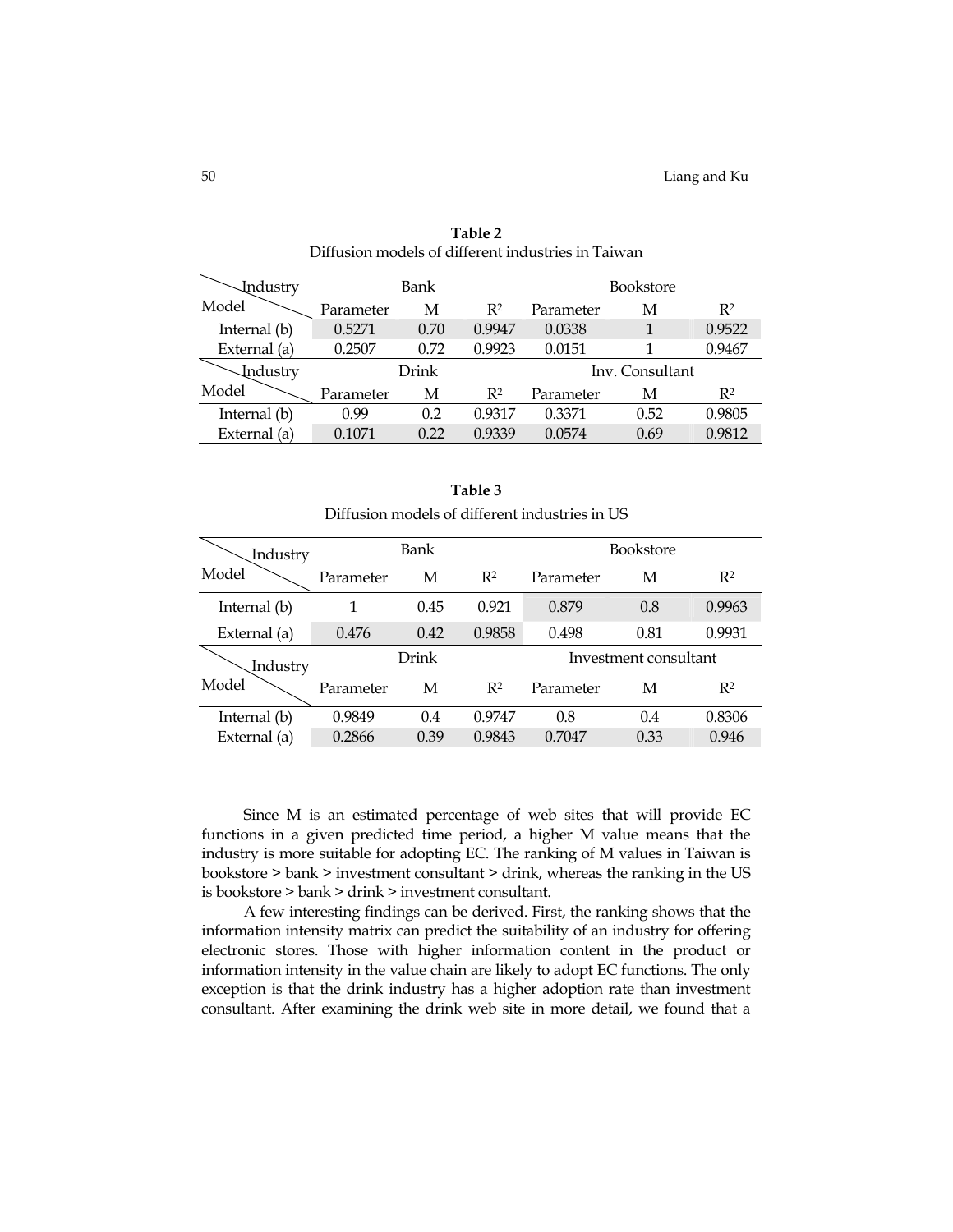**Table 2**

Diffusion models of different industries in Taiwan

| Model \ Industry | Bank | | | Bookstore | | |
|---|---|---|---|---|---|---|
| | Parameter | M | $R^2$ | Parameter | M | $R^2$ |
| Internal (b) | 0.5271 | 0.70 | 0.9947 | 0.0338 | 1 | 0.9522 |
| External (a) | 0.2507 | 0.72 | 0.9923 | 0.0151 | 1 | 0.9467 |
| **Model \ Industry** | **Drink** | | | **Inv. Consultant** | | |
| | Parameter | M | $R^2$ | Parameter | M | $R^2$ |
| Internal (b) | 0.99 | 0.2 | 0.9317 | 0.3371 | 0.52 | 0.9805 |
| External (a) | 0.1071 | 0.22 | 0.9339 | 0.0574 | 0.69 | 0.9812 |

**Table 3**

Diffusion models of different industries in US

| Model \ Industry | Bank | | | Bookstore | | |
|---|---|---|---|---|---|---|
| | Parameter | M | $R^2$ | Parameter | M | $R^2$ |
| Internal (b) | 1 | 0.45 | 0.921 | 0.879 | 0.8 | 0.9963 |
| External (a) | 0.476 | 0.42 | 0.9858 | 0.498 | 0.81 | 0.9931 |
| **Model \ Industry** | **Drink** | | | **Investment consultant** | | |
| | Parameter | M | $R^2$ | Parameter | M | $R^2$ |
| Internal (b) | 0.9849 | 0.4 | 0.9747 | 0.8 | 0.4 | 0.8306 |
| External (a) | 0.2866 | 0.39 | 0.9843 | 0.7047 | 0.33 | 0.946 |

Since M is an estimated percentage of web sites that will provide EC functions in a given predicted time period, a higher M value means that the industry is more suitable for adopting EC. The ranking of M values in Taiwan is bookstore > bank > investment consultant > drink, whereas the ranking in the US is bookstore > bank > drink > investment consultant.

A few interesting findings can be derived. First, the ranking shows that the information intensity matrix can predict the suitability of an industry for offering electronic stores. Those with higher information content in the product or information intensity in the value chain are likely to adopt EC functions. The only exception is that the drink industry has a higher adoption rate than investment consultant. After examining the drink web site in more detail, we found that a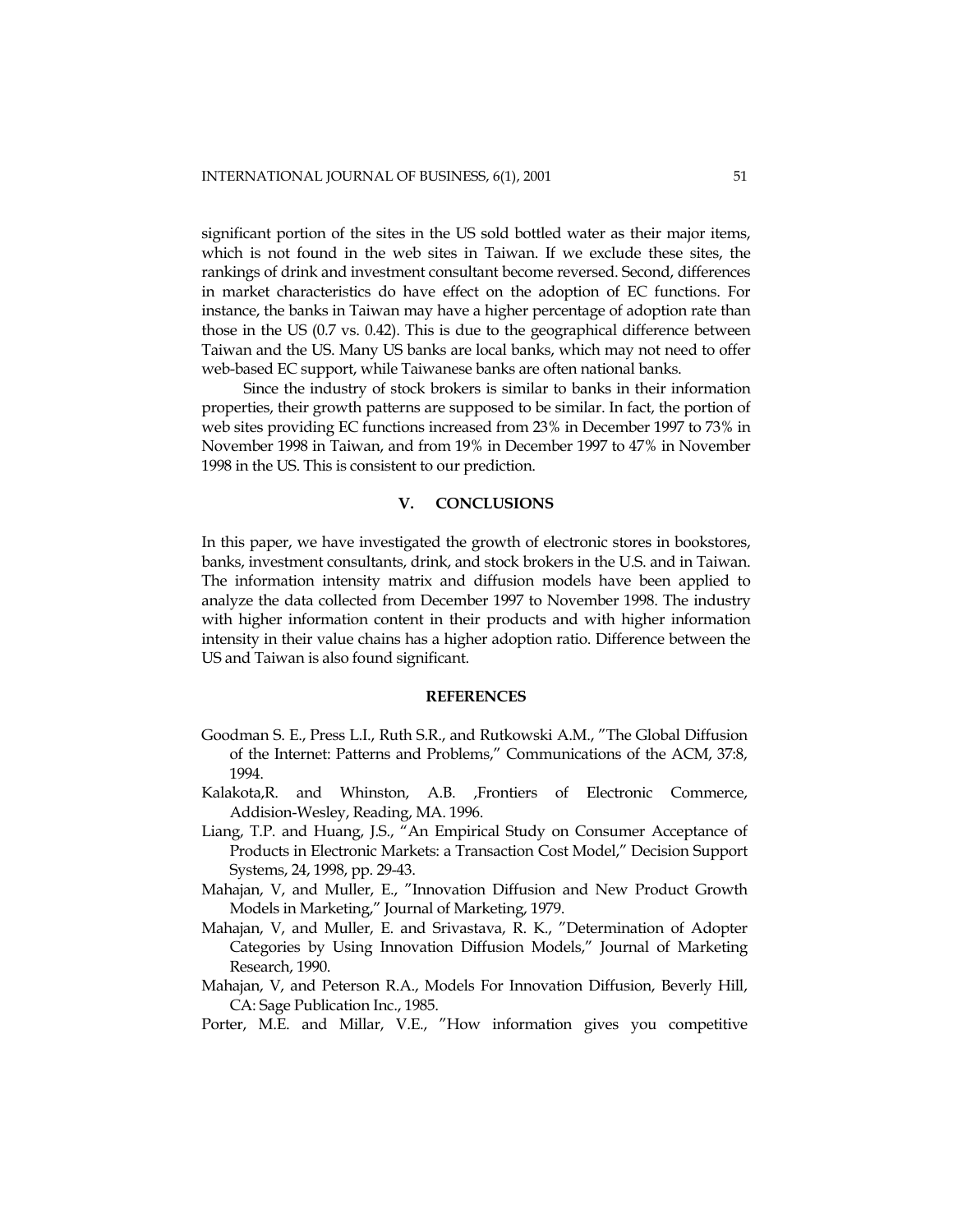significant portion of the sites in the US sold bottled water as their major items, which is not found in the web sites in Taiwan. If we exclude these sites, the rankings of drink and investment consultant become reversed. Second, differences in market characteristics do have effect on the adoption of EC functions. For instance, the banks in Taiwan may have a higher percentage of adoption rate than those in the US (0.7 vs. 0.42). This is due to the geographical difference between Taiwan and the US. Many US banks are local banks, which may not need to offer web-based EC support, while Taiwanese banks are often national banks.

Since the industry of stock brokers is similar to banks in their information properties, their growth patterns are supposed to be similar. In fact, the portion of web sites providing EC functions increased from 23% in December 1997 to 73% in November 1998 in Taiwan, and from 19% in December 1997 to 47% in November 1998 in the US. This is consistent to our prediction.

## V. CONCLUSIONS

In this paper, we have investigated the growth of electronic stores in bookstores, banks, investment consultants, drink, and stock brokers in the U.S. and in Taiwan. The information intensity matrix and diffusion models have been applied to analyze the data collected from December 1997 to November 1998. The industry with higher information content in their products and with higher information intensity in their value chains has a higher adoption ratio. Difference between the US and Taiwan is also found significant.

## REFERENCES

Goodman S. E., Press L.I., Ruth S.R., and Rutkowski A.M., "The Global Diffusion of the Internet: Patterns and Problems," Communications of the ACM, 37:8, 1994.

Kalakota,R. and Whinston, A.B. ,Frontiers of Electronic Commerce, Addision-Wesley, Reading, MA. 1996.

Liang, T.P. and Huang, J.S., "An Empirical Study on Consumer Acceptance of Products in Electronic Markets: a Transaction Cost Model," Decision Support Systems, 24, 1998, pp. 29-43.

Mahajan, V, and Muller, E., "Innovation Diffusion and New Product Growth Models in Marketing," Journal of Marketing, 1979.

Mahajan, V, and Muller, E. and Srivastava, R. K., "Determination of Adopter Categories by Using Innovation Diffusion Models," Journal of Marketing Research, 1990.

Mahajan, V, and Peterson R.A., Models For Innovation Diffusion, Beverly Hill, CA: Sage Publication Inc., 1985.

Porter, M.E. and Millar, V.E., "How information gives you competitive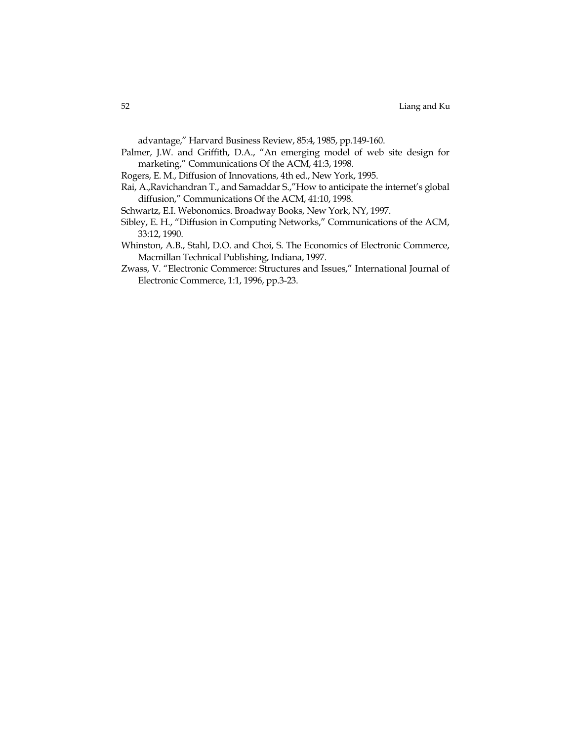advantage," Harvard Business Review, 85:4, 1985, pp.149-160.

Palmer, J.W. and Griffith, D.A., "An emerging model of web site design for marketing," Communications Of the ACM, 41:3, 1998.

Rogers, E. M., Diffusion of Innovations, 4th ed., New York, 1995.

Rai, A.,Ravichandran T., and Samaddar S.,"How to anticipate the internet's global diffusion," Communications Of the ACM, 41:10, 1998.

Schwartz, E.I. Webonomics. Broadway Books, New York, NY, 1997.

Sibley, E. H., "Diffusion in Computing Networks," Communications of the ACM, 33:12, 1990.

Whinston, A.B., Stahl, D.O. and Choi, S. The Economics of Electronic Commerce, Macmillan Technical Publishing, Indiana, 1997.

Zwass, V. "Electronic Commerce: Structures and Issues," International Journal of Electronic Commerce, 1:1, 1996, pp.3-23.